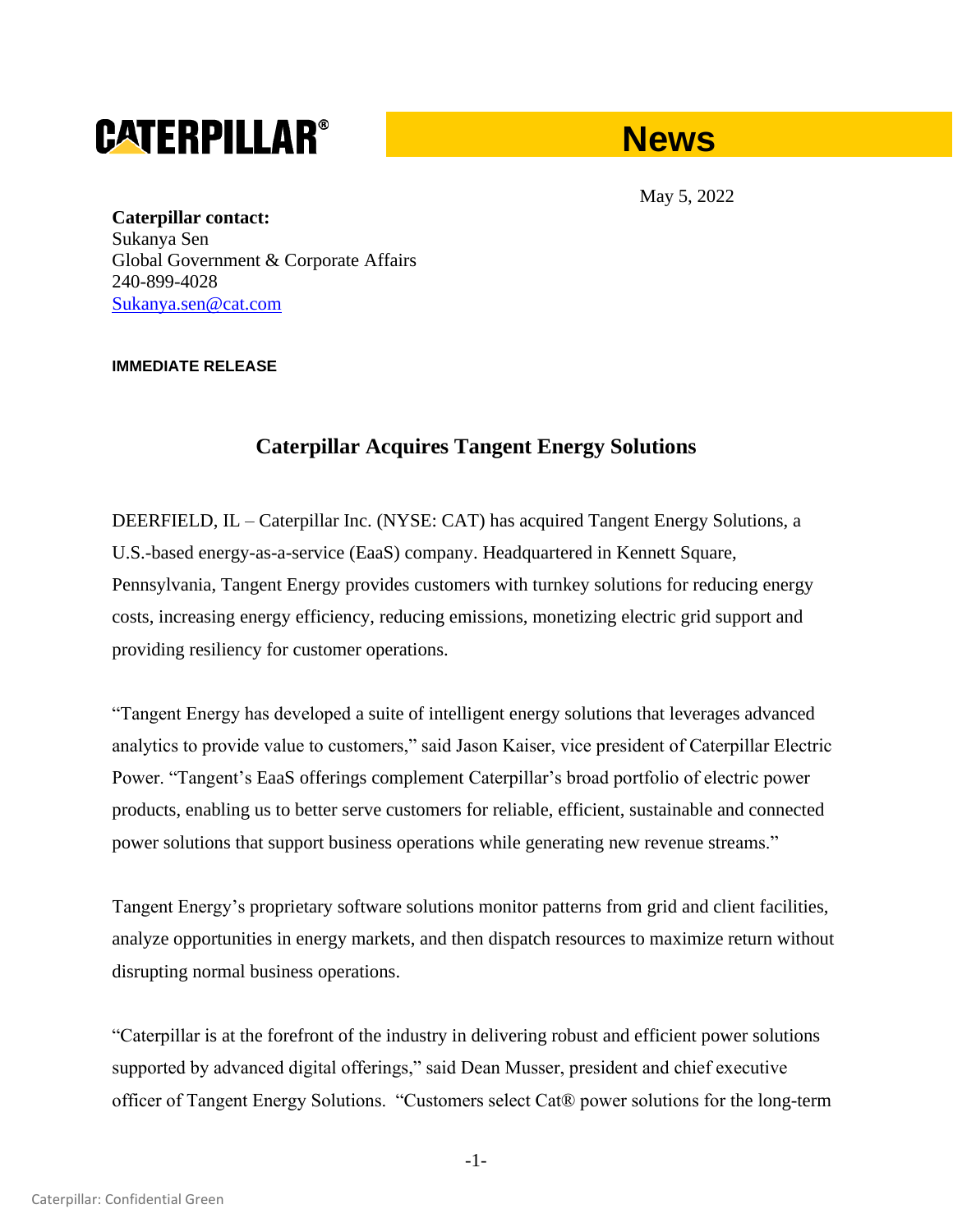**CATERPILLAR®** **News**

May 5, 2022

**Caterpillar contact:**
Sukanya Sen
Global Government & Corporate Affairs
240-899-4028
Sukanya.sen@cat.com

**IMMEDIATE RELEASE**

# Caterpillar Acquires Tangent Energy Solutions

DEERFIELD, IL – Caterpillar Inc. (NYSE: CAT) has acquired Tangent Energy Solutions, a U.S.-based energy-as-a-service (EaaS) company. Headquartered in Kennett Square, Pennsylvania, Tangent Energy provides customers with turnkey solutions for reducing energy costs, increasing energy efficiency, reducing emissions, monetizing electric grid support and providing resiliency for customer operations.

"Tangent Energy has developed a suite of intelligent energy solutions that leverages advanced analytics to provide value to customers," said Jason Kaiser, vice president of Caterpillar Electric Power. "Tangent's EaaS offerings complement Caterpillar's broad portfolio of electric power products, enabling us to better serve customers for reliable, efficient, sustainable and connected power solutions that support business operations while generating new revenue streams."

Tangent Energy's proprietary software solutions monitor patterns from grid and client facilities, analyze opportunities in energy markets, and then dispatch resources to maximize return without disrupting normal business operations.

"Caterpillar is at the forefront of the industry in delivering robust and efficient power solutions supported by advanced digital offerings," said Dean Musser, president and chief executive officer of Tangent Energy Solutions. "Customers select Cat® power solutions for the long-term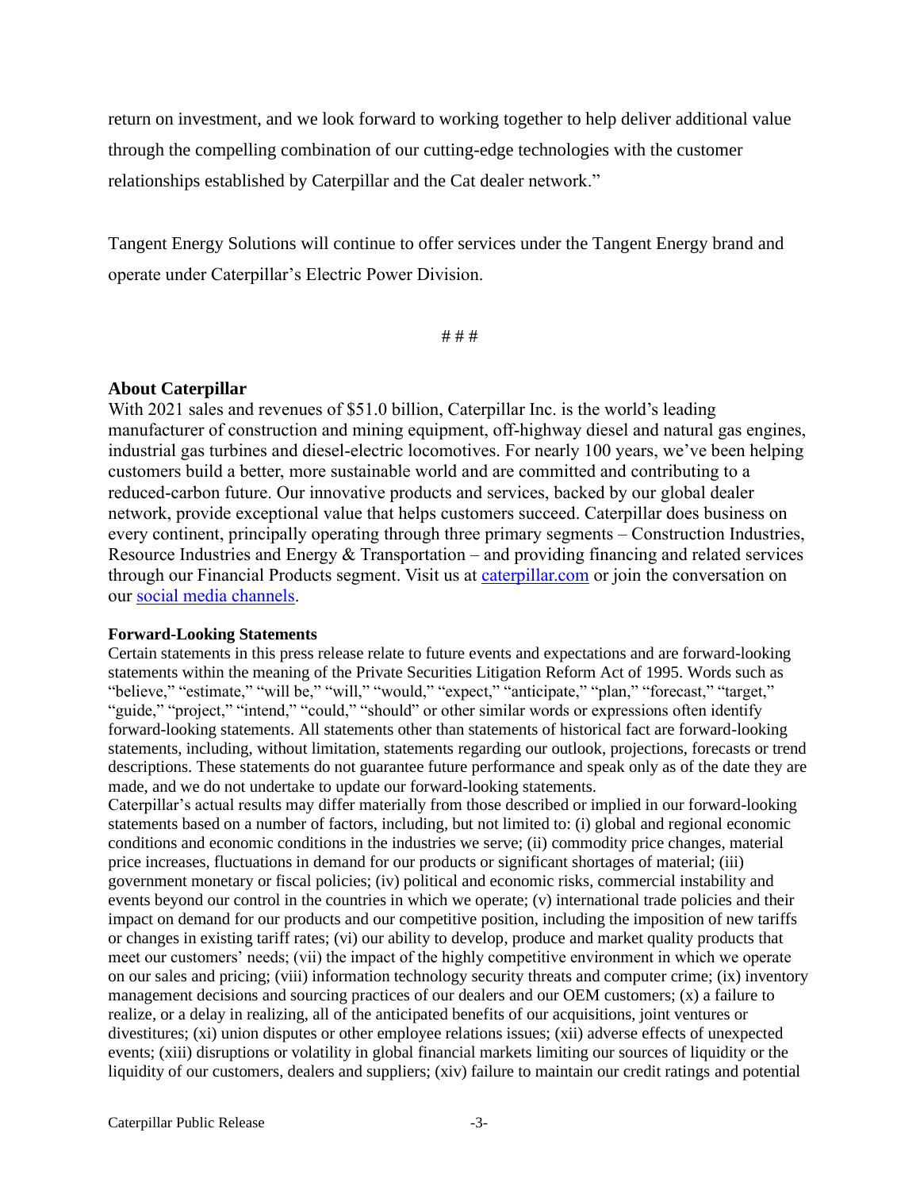return on investment, and we look forward to working together to help deliver additional value through the compelling combination of our cutting-edge technologies with the customer relationships established by Caterpillar and the Cat dealer network."

Tangent Energy Solutions will continue to offer services under the Tangent Energy brand and operate under Caterpillar's Electric Power Division.

# # #

### About Caterpillar

With 2021 sales and revenues of $51.0 billion, Caterpillar Inc. is the world's leading manufacturer of construction and mining equipment, off-highway diesel and natural gas engines, industrial gas turbines and diesel-electric locomotives. For nearly 100 years, we've been helping customers build a better, more sustainable world and are committed and contributing to a reduced-carbon future. Our innovative products and services, backed by our global dealer network, provide exceptional value that helps customers succeed. Caterpillar does business on every continent, principally operating through three primary segments – Construction Industries, Resource Industries and Energy & Transportation – and providing financing and related services through our Financial Products segment. Visit us at [caterpillar.com](caterpillar.com) or join the conversation on our [social media channels](social media channels).

#### Forward-Looking Statements

Certain statements in this press release relate to future events and expectations and are forward-looking statements within the meaning of the Private Securities Litigation Reform Act of 1995. Words such as "believe," "estimate," "will be," "will," "would," "expect," "anticipate," "plan," "forecast," "target," "guide," "project," "intend," "could," "should" or other similar words or expressions often identify forward-looking statements. All statements other than statements of historical fact are forward-looking statements, including, without limitation, statements regarding our outlook, projections, forecasts or trend descriptions. These statements do not guarantee future performance and speak only as of the date they are made, and we do not undertake to update our forward-looking statements.

Caterpillar's actual results may differ materially from those described or implied in our forward-looking statements based on a number of factors, including, but not limited to: (i) global and regional economic conditions and economic conditions in the industries we serve; (ii) commodity price changes, material price increases, fluctuations in demand for our products or significant shortages of material; (iii) government monetary or fiscal policies; (iv) political and economic risks, commercial instability and events beyond our control in the countries in which we operate; (v) international trade policies and their impact on demand for our products and our competitive position, including the imposition of new tariffs or changes in existing tariff rates; (vi) our ability to develop, produce and market quality products that meet our customers' needs; (vii) the impact of the highly competitive environment in which we operate on our sales and pricing; (viii) information technology security threats and computer crime; (ix) inventory management decisions and sourcing practices of our dealers and our OEM customers; (x) a failure to realize, or a delay in realizing, all of the anticipated benefits of our acquisitions, joint ventures or divestitures; (xi) union disputes or other employee relations issues; (xii) adverse effects of unexpected events; (xiii) disruptions or volatility in global financial markets limiting our sources of liquidity or the liquidity of our customers, dealers and suppliers; (xiv) failure to maintain our credit ratings and potential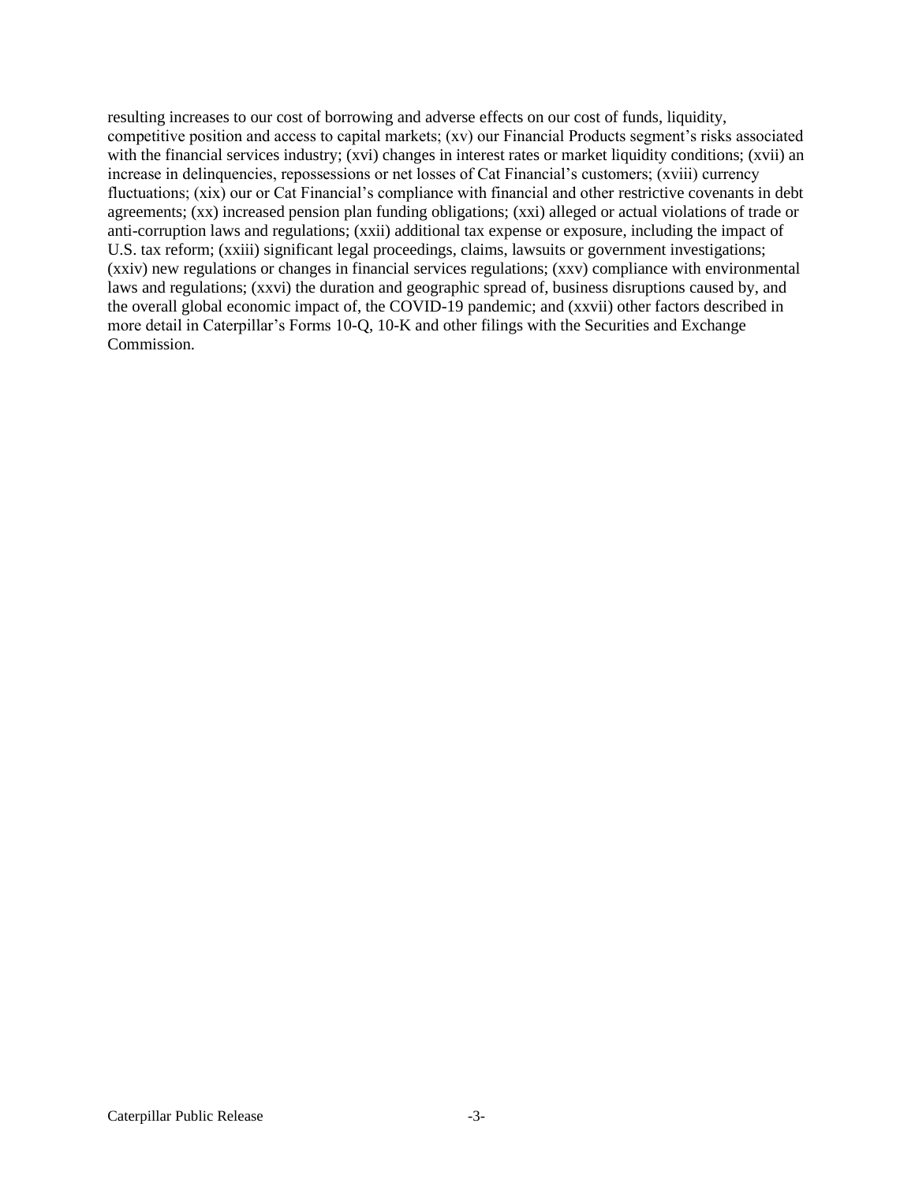resulting increases to our cost of borrowing and adverse effects on our cost of funds, liquidity, competitive position and access to capital markets; (xv) our Financial Products segment's risks associated with the financial services industry; (xvi) changes in interest rates or market liquidity conditions; (xvii) an increase in delinquencies, repossessions or net losses of Cat Financial's customers; (xviii) currency fluctuations; (xix) our or Cat Financial's compliance with financial and other restrictive covenants in debt agreements; (xx) increased pension plan funding obligations; (xxi) alleged or actual violations of trade or anti-corruption laws and regulations; (xxii) additional tax expense or exposure, including the impact of U.S. tax reform; (xxiii) significant legal proceedings, claims, lawsuits or government investigations; (xxiv) new regulations or changes in financial services regulations; (xxv) compliance with environmental laws and regulations; (xxvi) the duration and geographic spread of, business disruptions caused by, and the overall global economic impact of, the COVID-19 pandemic; and (xxvii) other factors described in more detail in Caterpillar's Forms 10-Q, 10-K and other filings with the Securities and Exchange Commission.